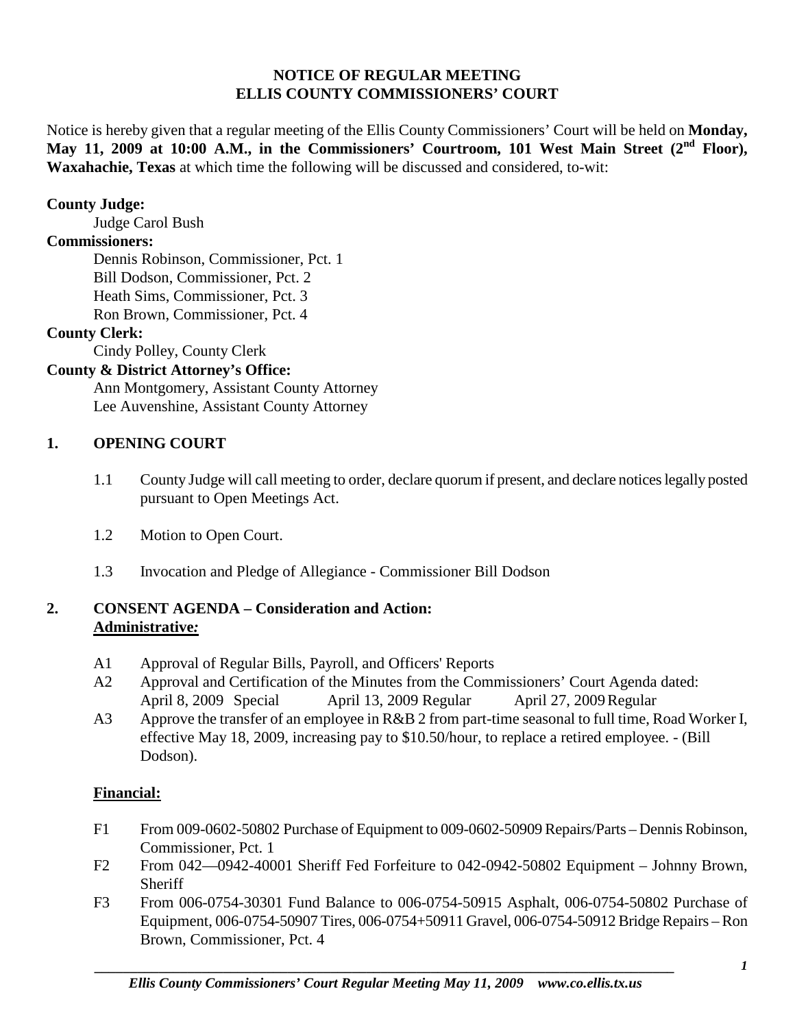**NOTICE OF REGULAR MEETING**
**ELLIS COUNTY COMMISSIONERS' COURT**

Notice is hereby given that a regular meeting of the Ellis County Commissioners' Court will be held on **Monday, May 11, 2009 at 10:00 A.M., in the Commissioners' Courtroom, 101 West Main Street (2nd Floor), Waxahachie, Texas** at which time the following will be discussed and considered, to-wit:

**County Judge:**
Judge Carol Bush

**Commissioners:**
Dennis Robinson, Commissioner, Pct. 1
Bill Dodson, Commissioner, Pct. 2
Heath Sims, Commissioner, Pct. 3
Ron Brown, Commissioner, Pct. 4

**County Clerk:**
Cindy Polley, County Clerk

**County & District Attorney's Office:**
Ann Montgomery, Assistant County Attorney
Lee Auvenshine, Assistant County Attorney

## 1. OPENING COURT

1.1 County Judge will call meeting to order, declare quorum if present, and declare notices legally posted pursuant to Open Meetings Act.

1.2 Motion to Open Court.

1.3 Invocation and Pledge of Allegiance - Commissioner Bill Dodson

## 2. CONSENT AGENDA – Consideration and Action:

**Administrative:**

A1 Approval of Regular Bills, Payroll, and Officers' Reports

A2 Approval and Certification of the Minutes from the Commissioners' Court Agenda dated:
April 8, 2009 Special April 13, 2009 Regular April 27, 2009 Regular

A3 Approve the transfer of an employee in R&B 2 from part-time seasonal to full time, Road Worker I, effective May 18, 2009, increasing pay to $10.50/hour, to replace a retired employee. - (Bill Dodson).

**Financial:**

F1 From 009-0602-50802 Purchase of Equipment to 009-0602-50909 Repairs/Parts – Dennis Robinson, Commissioner, Pct. 1

F2 From 042—0942-40001 Sheriff Fed Forfeiture to 042-0942-50802 Equipment – Johnny Brown, Sheriff

F3 From 006-0754-30301 Fund Balance to 006-0754-50915 Asphalt, 006-0754-50802 Purchase of Equipment, 006-0754-50907 Tires, 006-0754+50911 Gravel, 006-0754-50912 Bridge Repairs – Ron Brown, Commissioner, Pct. 4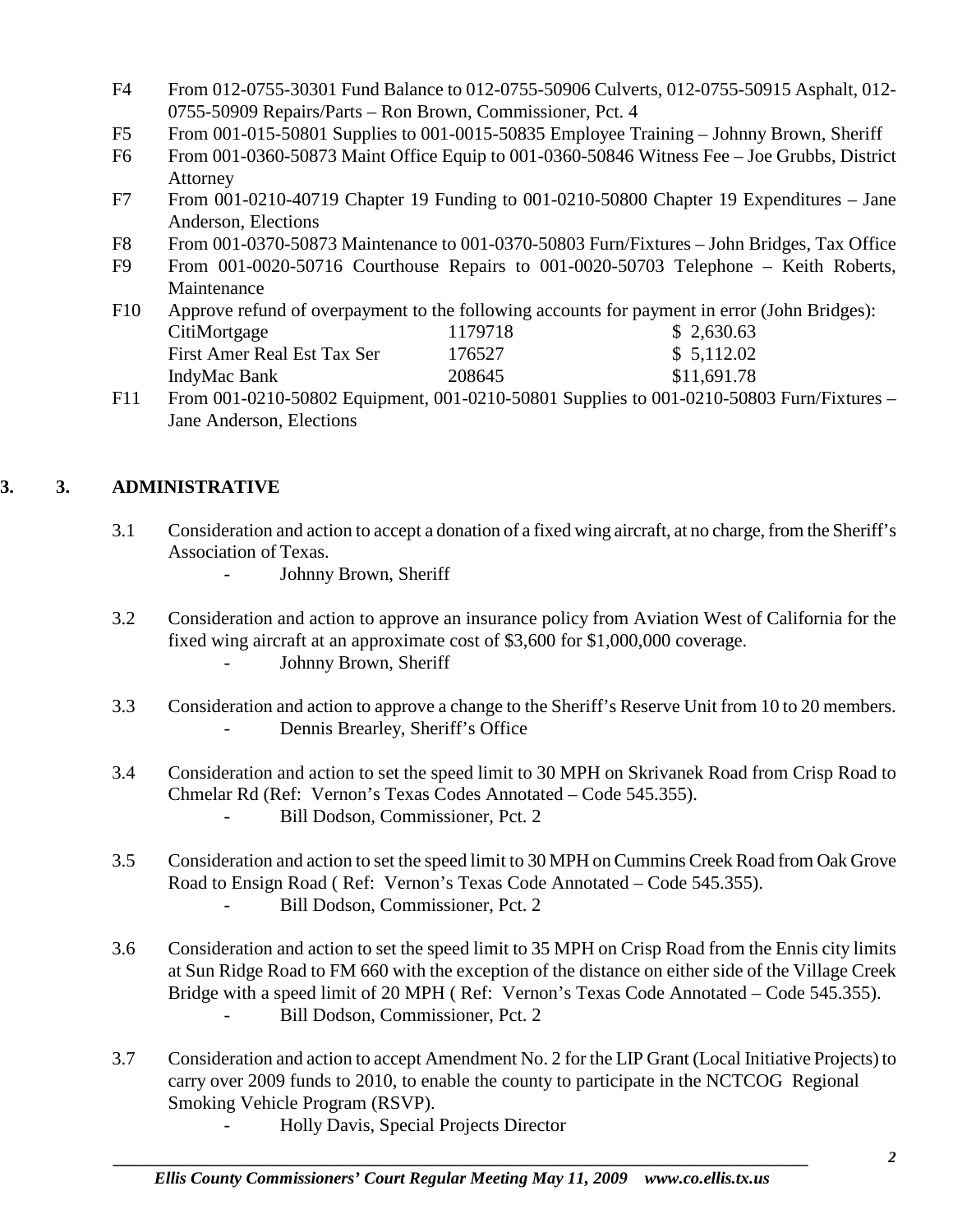F4 From 012-0755-30301 Fund Balance to 012-0755-50906 Culverts, 012-0755-50915 Asphalt, 012-0755-50909 Repairs/Parts – Ron Brown, Commissioner, Pct. 4

F5 From 001-015-50801 Supplies to 001-0015-50835 Employee Training – Johnny Brown, Sheriff

F6 From 001-0360-50873 Maint Office Equip to 001-0360-50846 Witness Fee – Joe Grubbs, District Attorney

F7 From 001-0210-40719 Chapter 19 Funding to 001-0210-50800 Chapter 19 Expenditures – Jane Anderson, Elections

F8 From 001-0370-50873 Maintenance to 001-0370-50803 Furn/Fixtures – John Bridges, Tax Office

F9 From 001-0020-50716 Courthouse Repairs to 001-0020-50703 Telephone – Keith Roberts, Maintenance

F10 Approve refund of overpayment to the following accounts for payment in error (John Bridges):

| | | |
|---|---|---|
| CitiMortgage | 1179718 | $ 2,630.63 |
| First Amer Real Est Tax Ser | 176527 | $ 5,112.02 |
| IndyMac Bank | 208645 | $11,691.78 |

F11 From 001-0210-50802 Equipment, 001-0210-50801 Supplies to 001-0210-50803 Furn/Fixtures – Jane Anderson, Elections

## 3. 3. ADMINISTRATIVE

3.1 Consideration and action to accept a donation of a fixed wing aircraft, at no charge, from the Sheriff's Association of Texas.
- Johnny Brown, Sheriff

3.2 Consideration and action to approve an insurance policy from Aviation West of California for the fixed wing aircraft at an approximate cost of $3,600 for $1,000,000 coverage.
- Johnny Brown, Sheriff

3.3 Consideration and action to approve a change to the Sheriff's Reserve Unit from 10 to 20 members.
- Dennis Brearley, Sheriff's Office

3.4 Consideration and action to set the speed limit to 30 MPH on Skrivanek Road from Crisp Road to Chmelar Rd (Ref: Vernon's Texas Codes Annotated – Code 545.355).
- Bill Dodson, Commissioner, Pct. 2

3.5 Consideration and action to set the speed limit to 30 MPH on Cummins Creek Road from Oak Grove Road to Ensign Road ( Ref: Vernon's Texas Code Annotated – Code 545.355).
- Bill Dodson, Commissioner, Pct. 2

3.6 Consideration and action to set the speed limit to 35 MPH on Crisp Road from the Ennis city limits at Sun Ridge Road to FM 660 with the exception of the distance on either side of the Village Creek Bridge with a speed limit of 20 MPH ( Ref: Vernon's Texas Code Annotated – Code 545.355).
- Bill Dodson, Commissioner, Pct. 2

3.7 Consideration and action to accept Amendment No. 2 for the LIP Grant (Local Initiative Projects) to carry over 2009 funds to 2010, to enable the county to participate in the NCTCOG Regional Smoking Vehicle Program (RSVP).
- Holly Davis, Special Projects Director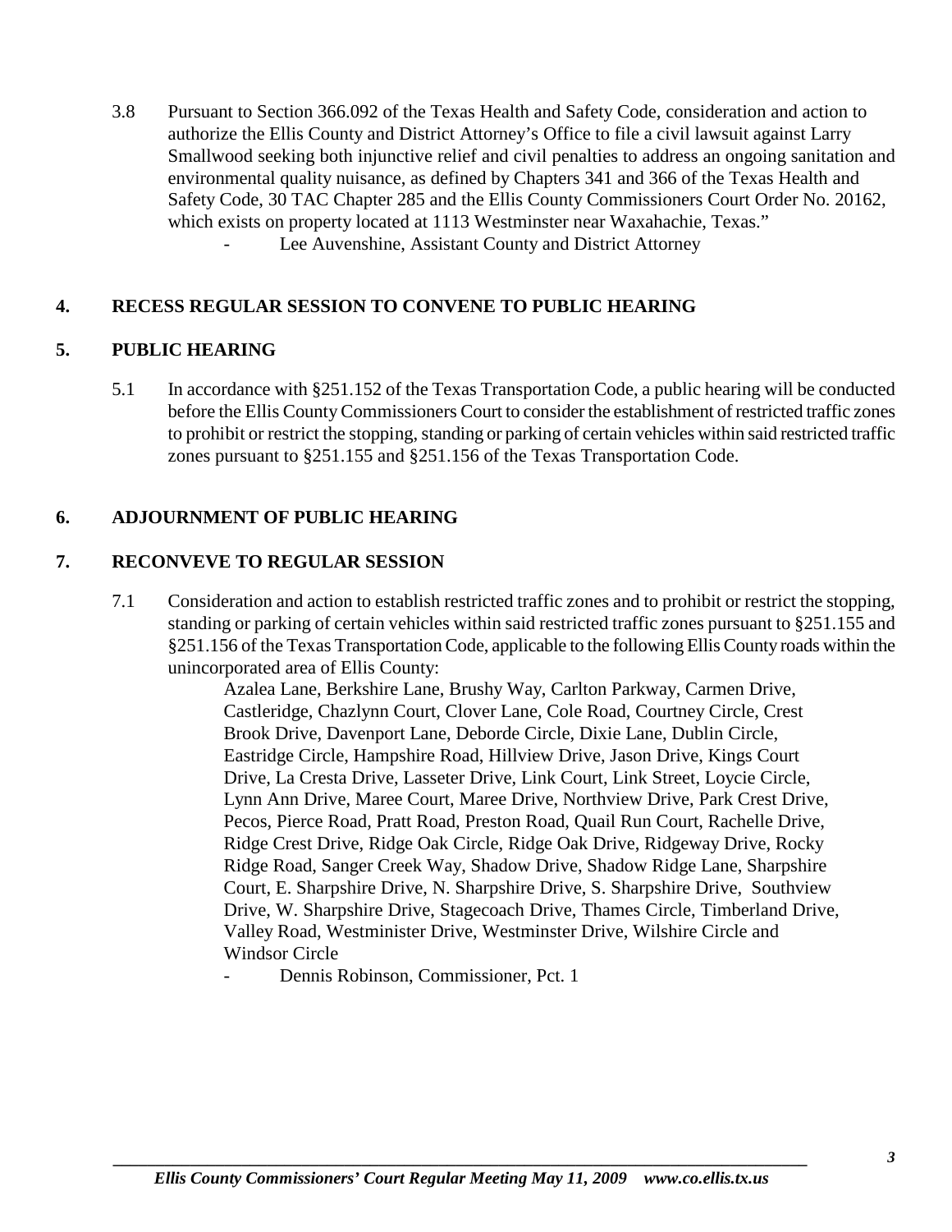3.8 Pursuant to Section 366.092 of the Texas Health and Safety Code, consideration and action to authorize the Ellis County and District Attorney's Office to file a civil lawsuit against Larry Smallwood seeking both injunctive relief and civil penalties to address an ongoing sanitation and environmental quality nuisance, as defined by Chapters 341 and 366 of the Texas Health and Safety Code, 30 TAC Chapter 285 and the Ellis County Commissioners Court Order No. 20162, which exists on property located at 1113 Westminster near Waxahachie, Texas."

- Lee Auvenshine, Assistant County and District Attorney

## 4. RECESS REGULAR SESSION TO CONVENE TO PUBLIC HEARING

## 5. PUBLIC HEARING

5.1 In accordance with §251.152 of the Texas Transportation Code, a public hearing will be conducted before the Ellis County Commissioners Court to consider the establishment of restricted traffic zones to prohibit or restrict the stopping, standing or parking of certain vehicles within said restricted traffic zones pursuant to §251.155 and §251.156 of the Texas Transportation Code.

## 6. ADJOURNMENT OF PUBLIC HEARING

## 7. RECONVEVE TO REGULAR SESSION

7.1 Consideration and action to establish restricted traffic zones and to prohibit or restrict the stopping, standing or parking of certain vehicles within said restricted traffic zones pursuant to §251.155 and §251.156 of the Texas Transportation Code, applicable to the following Ellis County roads within the unincorporated area of Ellis County:

Azalea Lane, Berkshire Lane, Brushy Way, Carlton Parkway, Carmen Drive, Castleridge, Chazlynn Court, Clover Lane, Cole Road, Courtney Circle, Crest Brook Drive, Davenport Lane, Deborde Circle, Dixie Lane, Dublin Circle, Eastridge Circle, Hampshire Road, Hillview Drive, Jason Drive, Kings Court Drive, La Cresta Drive, Lasseter Drive, Link Court, Link Street, Loycie Circle, Lynn Ann Drive, Maree Court, Maree Drive, Northview Drive, Park Crest Drive, Pecos, Pierce Road, Pratt Road, Preston Road, Quail Run Court, Rachelle Drive, Ridge Crest Drive, Ridge Oak Circle, Ridge Oak Drive, Ridgeway Drive, Rocky Ridge Road, Sanger Creek Way, Shadow Drive, Shadow Ridge Lane, Sharpshire Court, E. Sharpshire Drive, N. Sharpshire Drive, S. Sharpshire Drive, Southview Drive, W. Sharpshire Drive, Stagecoach Drive, Thames Circle, Timberland Drive, Valley Road, Westminister Drive, Westminster Drive, Wilshire Circle and Windsor Circle

- Dennis Robinson, Commissioner, Pct. 1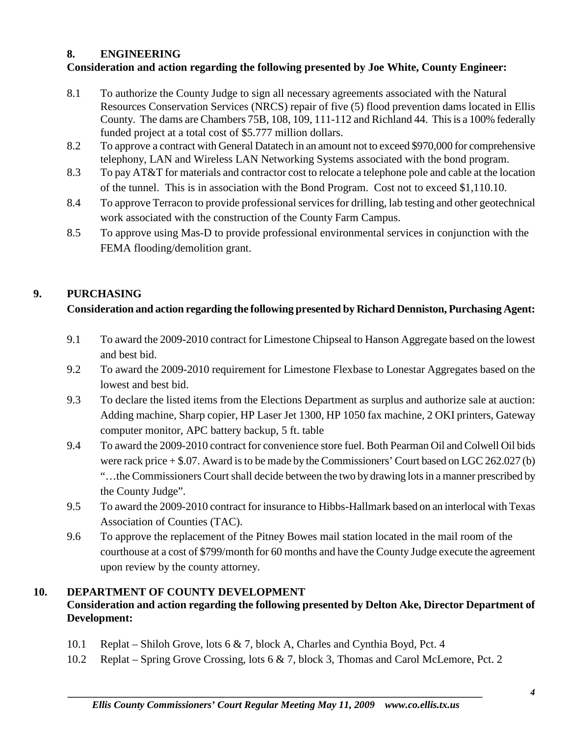## 8. ENGINEERING

**Consideration and action regarding the following presented by Joe White, County Engineer:**

8.1 To authorize the County Judge to sign all necessary agreements associated with the Natural Resources Conservation Services (NRCS) repair of five (5) flood prevention dams located in Ellis County. The dams are Chambers 75B, 108, 109, 111-112 and Richland 44. This is a 100% federally funded project at a total cost of $5.777 million dollars.

8.2 To approve a contract with General Datatech in an amount not to exceed $970,000 for comprehensive telephony, LAN and Wireless LAN Networking Systems associated with the bond program.

8.3 To pay AT&T for materials and contractor cost to relocate a telephone pole and cable at the location of the tunnel. This is in association with the Bond Program. Cost not to exceed $1,110.10.

8.4 To approve Terracon to provide professional services for drilling, lab testing and other geotechnical work associated with the construction of the County Farm Campus.

8.5 To approve using Mas-D to provide professional environmental services in conjunction with the FEMA flooding/demolition grant.

## 9. PURCHASING

**Consideration and action regarding the following presented by Richard Denniston, Purchasing Agent:**

9.1 To award the 2009-2010 contract for Limestone Chipseal to Hanson Aggregate based on the lowest and best bid.

9.2 To award the 2009-2010 requirement for Limestone Flexbase to Lonestar Aggregates based on the lowest and best bid.

9.3 To declare the listed items from the Elections Department as surplus and authorize sale at auction: Adding machine, Sharp copier, HP Laser Jet 1300, HP 1050 fax machine, 2 OKI printers, Gateway computer monitor, APC battery backup, 5 ft. table

9.4 To award the 2009-2010 contract for convenience store fuel. Both Pearman Oil and Colwell Oil bids were rack price + $.07. Award is to be made by the Commissioners' Court based on LGC 262.027 (b) "…the Commissioners Court shall decide between the two by drawing lots in a manner prescribed by the County Judge".

9.5 To award the 2009-2010 contract for insurance to Hibbs-Hallmark based on an interlocal with Texas Association of Counties (TAC).

9.6 To approve the replacement of the Pitney Bowes mail station located in the mail room of the courthouse at a cost of $799/month for 60 months and have the County Judge execute the agreement upon review by the county attorney.

## 10. DEPARTMENT OF COUNTY DEVELOPMENT

**Consideration and action regarding the following presented by Delton Ake, Director Department of Development:**

10.1 Replat – Shiloh Grove, lots 6 & 7, block A, Charles and Cynthia Boyd, Pct. 4

10.2 Replat – Spring Grove Crossing, lots 6 & 7, block 3, Thomas and Carol McLemore, Pct. 2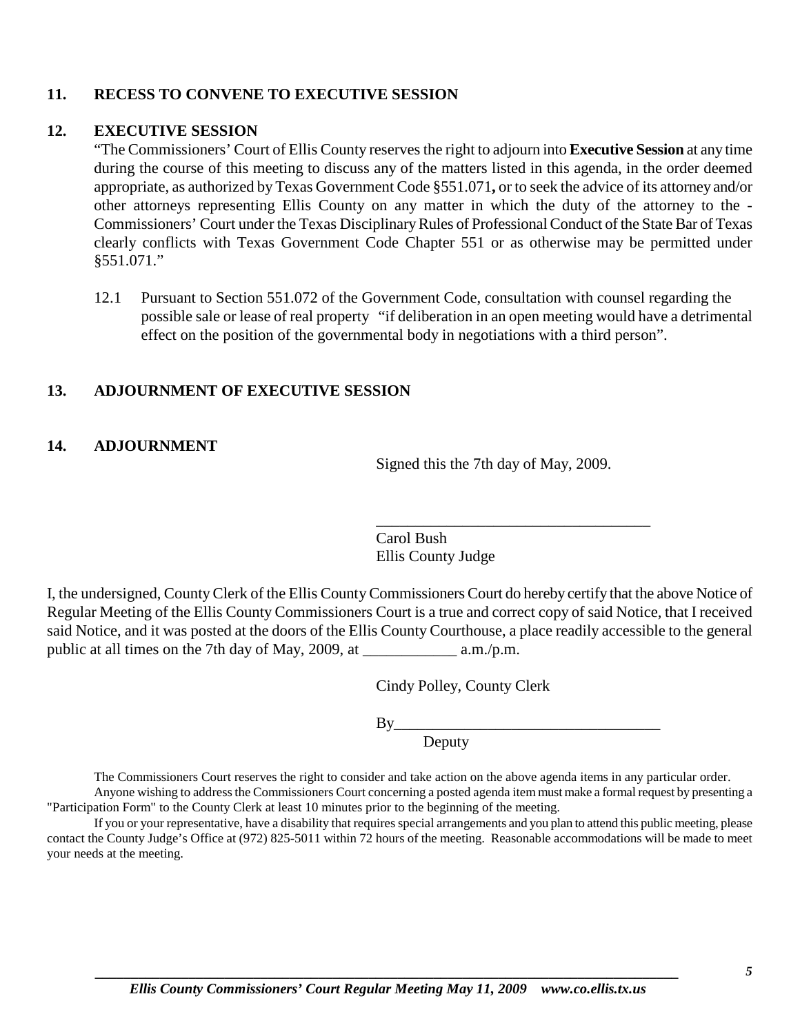**11. RECESS TO CONVENE TO EXECUTIVE SESSION**

**12. EXECUTIVE SESSION**

"The Commissioners' Court of Ellis County reserves the right to adjourn into **Executive Session** at any time during the course of this meeting to discuss any of the matters listed in this agenda, in the order deemed appropriate, as authorized by Texas Government Code §551.071**,** or to seek the advice of its attorney and/or other attorneys representing Ellis County on any matter in which the duty of the attorney to the - Commissioners' Court under the Texas Disciplinary Rules of Professional Conduct of the State Bar of Texas clearly conflicts with Texas Government Code Chapter 551 or as otherwise may be permitted under §551.071."

12.1 Pursuant to Section 551.072 of the Government Code, consultation with counsel regarding the possible sale or lease of real property "if deliberation in an open meeting would have a detrimental effect on the position of the governmental body in negotiations with a third person".

**13. ADJOURNMENT OF EXECUTIVE SESSION**

**14. ADJOURNMENT**

Signed this the 7th day of May, 2009.

___________________________________

Carol Bush
Ellis County Judge

I, the undersigned, County Clerk of the Ellis County Commissioners Court do hereby certify that the above Notice of Regular Meeting of the Ellis County Commissioners Court is a true and correct copy of said Notice, that I received said Notice, and it was posted at the doors of the Ellis County Courthouse, a place readily accessible to the general public at all times on the 7th day of May, 2009, at ____________ a.m./p.m.

Cindy Polley, County Clerk

By_________________________________
Deputy

The Commissioners Court reserves the right to consider and take action on the above agenda items in any particular order.

Anyone wishing to address the Commissioners Court concerning a posted agenda item must make a formal request by presenting a "Participation Form" to the County Clerk at least 10 minutes prior to the beginning of the meeting.

If you or your representative, have a disability that requires special arrangements and you plan to attend this public meeting, please contact the County Judge's Office at (972) 825-5011 within 72 hours of the meeting. Reasonable accommodations will be made to meet your needs at the meeting.